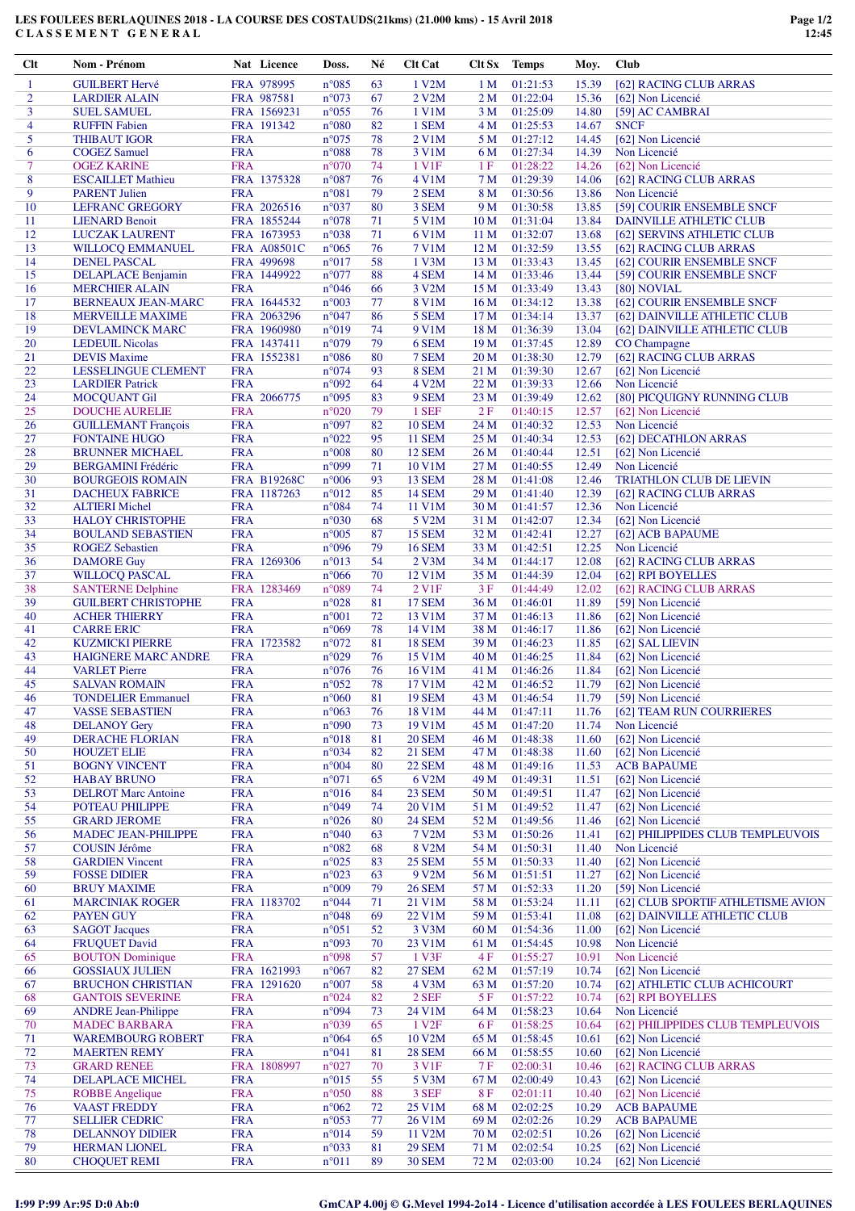# LES FOULEES BERLAQUINES 2018 - LA COURSE DES COSTAUDS(21kms) (21.000 kms) - 15 Avril 2018

## CLASSEMENT GENERAL

| Clt | Nom - Prénom | Nat | Licence | Doss. | Né | Clt Cat | Clt Sx | Temps | Moy. | Club |
|---|---|---|---|---|---|---|---|---|---|---|
| 1 | GUILBERT Hervé | FRA | 978995 | n°085 | 63 | 1 V2M | 1 M | 01:21:53 | 15.39 | [62] RACING CLUB ARRAS |
| 2 | LARDIER ALAIN | FRA | 987581 | n°073 | 67 | 2 V2M | 2 M | 01:22:04 | 15.36 | [62] Non Licencié |
| 3 | SUEL SAMUEL | FRA | 1569231 | n°055 | 76 | 1 V1M | 3 M | 01:25:09 | 14.80 | [59] AC CAMBRAI |
| 4 | RUFFIN Fabien | FRA | 191342 | n°080 | 82 | 1 SEM | 4 M | 01:25:53 | 14.67 | SNCF |
| 5 | THIBAUT IGOR | FRA | | n°075 | 78 | 2 V1M | 5 M | 01:27:12 | 14.45 | [62] Non Licencié |
| 6 | COGEZ Samuel | FRA | | n°088 | 78 | 3 V1M | 6 M | 01:27:34 | 14.39 | Non Licencié |
| 7 | OGEZ KARINE | FRA | | n°070 | 74 | 1 V1F | 1 F | 01:28:22 | 14.26 | [62] Non Licencié |
| 8 | ESCAILLET Mathieu | FRA | 1375328 | n°087 | 76 | 4 V1M | 7 M | 01:29:39 | 14.06 | [62] RACING CLUB ARRAS |
| 9 | PARENT Julien | FRA | | n°081 | 79 | 2 SEM | 8 M | 01:30:56 | 13.86 | Non Licencié |
| 10 | LEFRANC GREGORY | FRA | 2026516 | n°037 | 80 | 3 SEM | 9 M | 01:30:58 | 13.85 | [59] COURIR ENSEMBLE SNCF |
| 11 | LIENARD Benoit | FRA | 1855244 | n°078 | 71 | 5 V1M | 10 M | 01:31:04 | 13.84 | DAINVILLE ATHLETIC CLUB |
| 12 | LUCZAK LAURENT | FRA | 1673953 | n°038 | 71 | 6 V1M | 11 M | 01:32:07 | 13.68 | [62] SERVINS ATHLETIC CLUB |
| 13 | WILLOCQ EMMANUEL | FRA | A08501C | n°065 | 76 | 7 V1M | 12 M | 01:32:59 | 13.55 | [62] RACING CLUB ARRAS |
| 14 | DENEL PASCAL | FRA | 499698 | n°017 | 58 | 1 V3M | 13 M | 01:33:43 | 13.45 | [62] COURIR ENSEMBLE SNCF |
| 15 | DELAPLACE Benjamin | FRA | 1449922 | n°077 | 88 | 4 SEM | 14 M | 01:33:46 | 13.44 | [59] COURIR ENSEMBLE SNCF |
| 16 | MERCHIER ALAIN | FRA | | n°046 | 66 | 3 V2M | 15 M | 01:33:49 | 13.43 | [80] NOVIAL |
| 17 | BERNEAUX JEAN-MARC | FRA | 1644532 | n°003 | 77 | 8 V1M | 16 M | 01:34:12 | 13.38 | [62] COURIR ENSEMBLE SNCF |
| 18 | MERVEILLE MAXIME | FRA | 2063296 | n°047 | 86 | 5 SEM | 17 M | 01:34:14 | 13.37 | [62] DAINVILLE ATHLETIC CLUB |
| 19 | DEVLAMINCK MARC | FRA | 1960980 | n°019 | 74 | 9 V1M | 18 M | 01:36:39 | 13.04 | [62] DAINVILLE ATHLETIC CLUB |
| 20 | LEDEUIL Nicolas | FRA | 1437411 | n°079 | 79 | 6 SEM | 19 M | 01:37:45 | 12.89 | CO Champagne |
| 21 | DEVIS Maxime | FRA | 1552381 | n°086 | 80 | 7 SEM | 20 M | 01:38:30 | 12.79 | [62] RACING CLUB ARRAS |
| 22 | LESSELINGUE CLEMENT | FRA | | n°074 | 93 | 8 SEM | 21 M | 01:39:30 | 12.67 | [62] Non Licencié |
| 23 | LARDIER Patrick | FRA | | n°092 | 64 | 4 V2M | 22 M | 01:39:33 | 12.66 | Non Licencié |
| 24 | MOCQUANT Gil | FRA | 2066775 | n°095 | 83 | 9 SEM | 23 M | 01:39:49 | 12.62 | [80] PICQUIGNY RUNNING CLUB |
| 25 | DOUCHE AURELIE | FRA | | n°020 | 79 | 1 SEF | 2 F | 01:40:15 | 12.57 | [62] Non Licencié |
| 26 | GUILLEMANT François | FRA | | n°097 | 82 | 10 SEM | 24 M | 01:40:32 | 12.53 | Non Licencié |
| 27 | FONTAINE HUGO | FRA | | n°022 | 95 | 11 SEM | 25 M | 01:40:34 | 12.53 | [62] DECATHLON ARRAS |
| 28 | BRUNNER MICHAEL | FRA | | n°008 | 80 | 12 SEM | 26 M | 01:40:44 | 12.51 | [62] Non Licencié |
| 29 | BERGAMINI Frédéric | FRA | | n°099 | 71 | 10 V1M | 27 M | 01:40:55 | 12.49 | Non Licencié |
| 30 | BOURGEOIS ROMAIN | FRA | B19268C | n°006 | 93 | 13 SEM | 28 M | 01:41:08 | 12.46 | TRIATHLON CLUB DE LIEVIN |
| 31 | DACHEUX FABRICE | FRA | 1187263 | n°012 | 85 | 14 SEM | 29 M | 01:41:40 | 12.39 | [62] RACING CLUB ARRAS |
| 32 | ALTIERI Michel | FRA | | n°084 | 74 | 11 V1M | 30 M | 01:41:57 | 12.36 | Non Licencié |
| 33 | HALOY CHRISTOPHE | FRA | | n°030 | 68 | 5 V2M | 31 M | 01:42:07 | 12.34 | [62] Non Licencié |
| 34 | BOULAND SEBASTIEN | FRA | | n°005 | 87 | 15 SEM | 32 M | 01:42:41 | 12.27 | [62] ACB BAPAUME |
| 35 | ROGEZ Sebastien | FRA | | n°096 | 79 | 16 SEM | 33 M | 01:42:51 | 12.25 | Non Licencié |
| 36 | DAMORE Guy | FRA | 1269306 | n°013 | 54 | 2 V3M | 34 M | 01:44:17 | 12.08 | [62] RACING CLUB ARRAS |
| 37 | WILLOCQ PASCAL | FRA | | n°066 | 70 | 12 V1M | 35 M | 01:44:39 | 12.04 | [62] RPI BOYELLES |
| 38 | SANTERNE Delphine | FRA | 1283469 | n°089 | 74 | 2 V1F | 3 F | 01:44:49 | 12.02 | [62] RACING CLUB ARRAS |
| 39 | GUILBERT CHRISTOPHE | FRA | | n°028 | 81 | 17 SEM | 36 M | 01:46:01 | 11.89 | [59] Non Licencié |
| 40 | ACHER THIERRY | FRA | | n°001 | 72 | 13 V1M | 37 M | 01:46:13 | 11.86 | [62] Non Licencié |
| 41 | CARRE ERIC | FRA | | n°069 | 78 | 14 V1M | 38 M | 01:46:17 | 11.86 | [62] Non Licencié |
| 42 | KUZMICKI PIERRE | FRA | 1723582 | n°072 | 81 | 18 SEM | 39 M | 01:46:23 | 11.85 | [62] SAL LIEVIN |
| 43 | HAIGNERE MARC ANDRE | FRA | | n°029 | 76 | 15 V1M | 40 M | 01:46:25 | 11.84 | [62] Non Licencié |
| 44 | VARLET Pierre | FRA | | n°076 | 76 | 16 V1M | 41 M | 01:46:26 | 11.84 | [62] Non Licencié |
| 45 | SALVAN ROMAIN | FRA | | n°052 | 78 | 17 V1M | 42 M | 01:46:52 | 11.79 | [62] Non Licencié |
| 46 | TONDELIER Emmanuel | FRA | | n°060 | 81 | 19 SEM | 43 M | 01:46:54 | 11.79 | [59] Non Licencié |
| 47 | VASSE SEBASTIEN | FRA | | n°063 | 76 | 18 V1M | 44 M | 01:47:11 | 11.76 | [62] TEAM RUN COURRIERES |
| 48 | DELANOY Gery | FRA | | n°090 | 73 | 19 V1M | 45 M | 01:47:20 | 11.74 | Non Licencié |
| 49 | DERACHE FLORIAN | FRA | | n°018 | 81 | 20 SEM | 46 M | 01:48:38 | 11.60 | [62] Non Licencié |
| 50 | HOUZET ELIE | FRA | | n°034 | 82 | 21 SEM | 47 M | 01:48:38 | 11.60 | [62] Non Licencié |
| 51 | BOGNY VINCENT | FRA | | n°004 | 80 | 22 SEM | 48 M | 01:49:16 | 11.53 | ACB BAPAUME |
| 52 | HABAY BRUNO | FRA | | n°071 | 65 | 6 V2M | 49 M | 01:49:31 | 11.51 | [62] Non Licencié |
| 53 | DELROT Marc Antoine | FRA | | n°016 | 84 | 23 SEM | 50 M | 01:49:51 | 11.47 | [62] Non Licencié |
| 54 | POTEAU PHILIPPE | FRA | | n°049 | 74 | 20 V1M | 51 M | 01:49:52 | 11.47 | [62] Non Licencié |
| 55 | GRARD JEROME | FRA | | n°026 | 80 | 24 SEM | 52 M | 01:49:56 | 11.46 | [62] Non Licencié |
| 56 | MADEC JEAN-PHILIPPE | FRA | | n°040 | 63 | 7 V2M | 53 M | 01:50:26 | 11.41 | [62] PHILIPPIDES CLUB TEMPLEUVOIS |
| 57 | COUSIN Jérôme | FRA | | n°082 | 68 | 8 V2M | 54 M | 01:50:31 | 11.40 | Non Licencié |
| 58 | GARDIEN Vincent | FRA | | n°025 | 83 | 25 SEM | 55 M | 01:50:33 | 11.40 | [62] Non Licencié |
| 59 | FOSSE DIDIER | FRA | | n°023 | 63 | 9 V2M | 56 M | 01:51:51 | 11.27 | [62] Non Licencié |
| 60 | BRUY MAXIME | FRA | | n°009 | 79 | 26 SEM | 57 M | 01:52:33 | 11.20 | [59] Non Licencié |
| 61 | MARCINIAK ROGER | FRA | 1183702 | n°044 | 71 | 21 V1M | 58 M | 01:53:24 | 11.11 | [62] CLUB SPORTIF ATHLETISME AVION |
| 62 | PAYEN GUY | FRA | | n°048 | 69 | 22 V1M | 59 M | 01:53:41 | 11.08 | [62] DAINVILLE ATHLETIC CLUB |
| 63 | SAGOT Jacques | FRA | | n°051 | 52 | 3 V3M | 60 M | 01:54:36 | 11.00 | [62] Non Licencié |
| 64 | FRUQUET David | FRA | | n°093 | 70 | 23 V1M | 61 M | 01:54:45 | 10.98 | Non Licencié |
| 65 | BOUTON Dominique | FRA | | n°098 | 57 | 1 V3F | 4 F | 01:55:27 | 10.91 | Non Licencié |
| 66 | GOSSIAUX JULIEN | FRA | 1621993 | n°067 | 82 | 27 SEM | 62 M | 01:57:19 | 10.74 | [62] Non Licencié |
| 67 | BRUCHON CHRISTIAN | FRA | 1291620 | n°007 | 58 | 4 V3M | 63 M | 01:57:20 | 10.74 | [62] ATHLETIC CLUB ACHICOURT |
| 68 | GANTOIS SEVERINE | FRA | | n°024 | 82 | 2 SEF | 5 F | 01:57:22 | 10.74 | [62] RPI BOYELLES |
| 69 | ANDRE Jean-Philippe | FRA | | n°094 | 73 | 24 V1M | 64 M | 01:58:23 | 10.64 | Non Licencié |
| 70 | MADEC BARBARA | FRA | | n°039 | 65 | 1 V2F | 6 F | 01:58:25 | 10.64 | [62] PHILIPPIDES CLUB TEMPLEUVOIS |
| 71 | WAREMBOURG ROBERT | FRA | | n°064 | 65 | 10 V2M | 65 M | 01:58:45 | 10.61 | [62] Non Licencié |
| 72 | MAERTEN REMY | FRA | | n°041 | 81 | 28 SEM | 66 M | 01:58:55 | 10.60 | [62] Non Licencié |
| 73 | GRARD RENEE | FRA | 1808997 | n°027 | 70 | 3 V1F | 7 F | 02:00:31 | 10.46 | [62] RACING CLUB ARRAS |
| 74 | DELAPLACE MICHEL | FRA | | n°015 | 55 | 5 V3M | 67 M | 02:00:49 | 10.43 | [62] Non Licencié |
| 75 | ROBBE Angelique | FRA | | n°050 | 88 | 3 SEF | 8 F | 02:01:11 | 10.40 | [62] Non Licencié |
| 76 | VAAST FREDDY | FRA | | n°062 | 72 | 25 V1M | 68 M | 02:02:25 | 10.29 | ACB BAPAUME |
| 77 | SELLIER CEDRIC | FRA | | n°053 | 77 | 26 V1M | 69 M | 02:02:26 | 10.29 | ACB BAPAUME |
| 78 | DELANNOY DIDIER | FRA | | n°014 | 59 | 11 V2M | 70 M | 02:02:51 | 10.26 | [62] Non Licencié |
| 79 | HERMAN LIONEL | FRA | | n°033 | 81 | 29 SEM | 71 M | 02:02:54 | 10.25 | [62] Non Licencié |
| 80 | CHOQUET REMI | FRA | | n°011 | 89 | 30 SEM | 72 M | 02:03:00 | 10.24 | [62] Non Licencié |

I:99 P:99 Ar:95 D:0 Ab:0

GmCAP 4.00j © G.Mevel 1994-2o14 - Licence d'utilisation accordée à LES FOULEES BERLAQUINES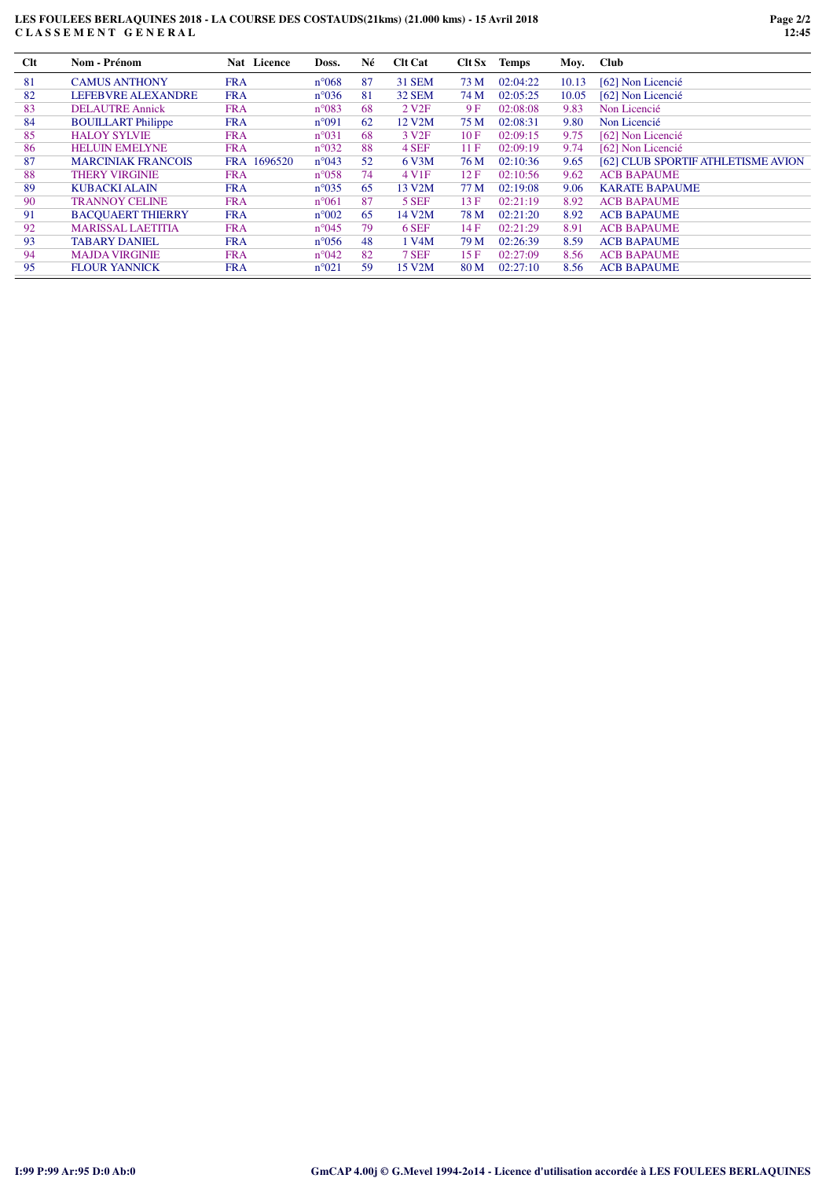LES FOULEES BERLAQUINES 2018 - LA COURSE DES COSTAUDS(21kms) (21.000 kms) - 15 Avril 2018
C L A S S E M E N T   G E N E R A L

| Clt | Nom - Prénom | Nat | Licence | Doss. | Né | Clt Cat | Clt Sx | Temps | Moy. | Club |
|---|---|---|---|---|---|---|---|---|---|---|
| 81 | CAMUS ANTHONY | FRA | | n°068 | 87 | 31 SEM | 73 M | 02:04:22 | 10.13 | [62] Non Licencié |
| 82 | LEFEBVRE ALEXANDRE | FRA | | n°036 | 81 | 32 SEM | 74 M | 02:05:25 | 10.05 | [62] Non Licencié |
| 83 | DELAUTRE Annick | FRA | | n°083 | 68 | 2 V2F | 9 F | 02:08:08 | 9.83 | Non Licencié |
| 84 | BOUILLART Philippe | FRA | | n°091 | 62 | 12 V2M | 75 M | 02:08:31 | 9.80 | Non Licencié |
| 85 | HALOY SYLVIE | FRA | | n°031 | 68 | 3 V2F | 10 F | 02:09:15 | 9.75 | [62] Non Licencié |
| 86 | HELUIN EMELYNE | FRA | | n°032 | 88 | 4 SEF | 11 F | 02:09:19 | 9.74 | [62] Non Licencié |
| 87 | MARCINIAK FRANCOIS | FRA | 1696520 | n°043 | 52 | 6 V3M | 76 M | 02:10:36 | 9.65 | [62] CLUB SPORTIF ATHLETISME AVION |
| 88 | THERY VIRGINIE | FRA | | n°058 | 74 | 4 V1F | 12 F | 02:10:56 | 9.62 | ACB BAPAUME |
| 89 | KUBACKI ALAIN | FRA | | n°035 | 65 | 13 V2M | 77 M | 02:19:08 | 9.06 | KARATE BAPAUME |
| 90 | TRANNOY CELINE | FRA | | n°061 | 87 | 5 SEF | 13 F | 02:21:19 | 8.92 | ACB BAPAUME |
| 91 | BACQUAERT THIERRY | FRA | | n°002 | 65 | 14 V2M | 78 M | 02:21:20 | 8.92 | ACB BAPAUME |
| 92 | MARISSAL LAETITIA | FRA | | n°045 | 79 | 6 SEF | 14 F | 02:21:29 | 8.91 | ACB BAPAUME |
| 93 | TABARY DANIEL | FRA | | n°056 | 48 | 1 V4M | 79 M | 02:26:39 | 8.59 | ACB BAPAUME |
| 94 | MAJDA VIRGINIE | FRA | | n°042 | 82 | 7 SEF | 15 F | 02:27:09 | 8.56 | ACB BAPAUME |
| 95 | FLOUR YANNICK | FRA | | n°021 | 59 | 15 V2M | 80 M | 02:27:10 | 8.56 | ACB BAPAUME |

I:99 P:99 Ar:95 D:0 Ab:0

GmCAP 4.00j © G.Mevel 1994-2o14 - Licence d'utilisation accordée à LES FOULEES BERLAQUINES